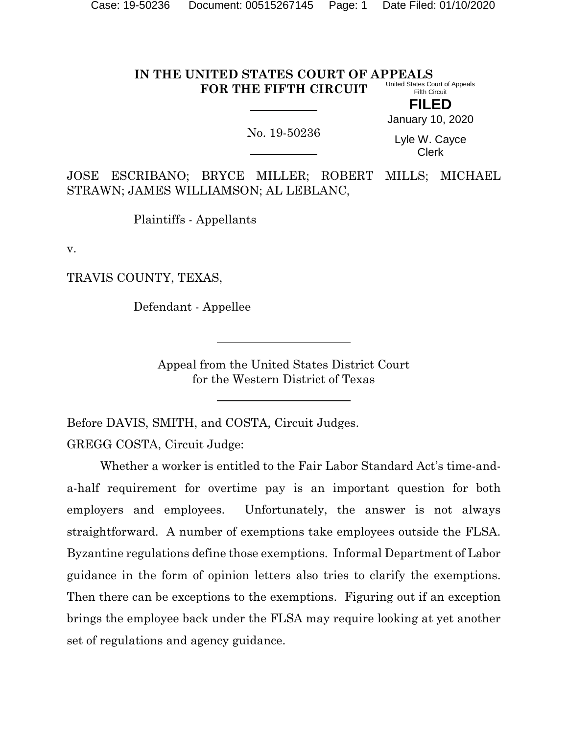**IN THE UNITED STATES COURT OF APPEALS FOR THE FIFTH CIRCUIT**

United States Court of Appeals
Fifth Circuit

**FILED**

January 10, 2020

Lyle W. Cayce
Clerk

No. 19-50236

JOSE ESCRIBANO; BRYCE MILLER; ROBERT MILLS; MICHAEL STRAWN; JAMES WILLIAMSON; AL LEBLANC,

Plaintiffs - Appellants

v.

TRAVIS COUNTY, TEXAS,

Defendant - Appellee

Appeal from the United States District Court
for the Western District of Texas

Before DAVIS, SMITH, and COSTA, Circuit Judges.

GREGG COSTA, Circuit Judge:

Whether a worker is entitled to the Fair Labor Standard Act's time-and-a-half requirement for overtime pay is an important question for both employers and employees. Unfortunately, the answer is not always straightforward. A number of exemptions take employees outside the FLSA. Byzantine regulations define those exemptions. Informal Department of Labor guidance in the form of opinion letters also tries to clarify the exemptions. Then there can be exceptions to the exemptions. Figuring out if an exception brings the employee back under the FLSA may require looking at yet another set of regulations and agency guidance.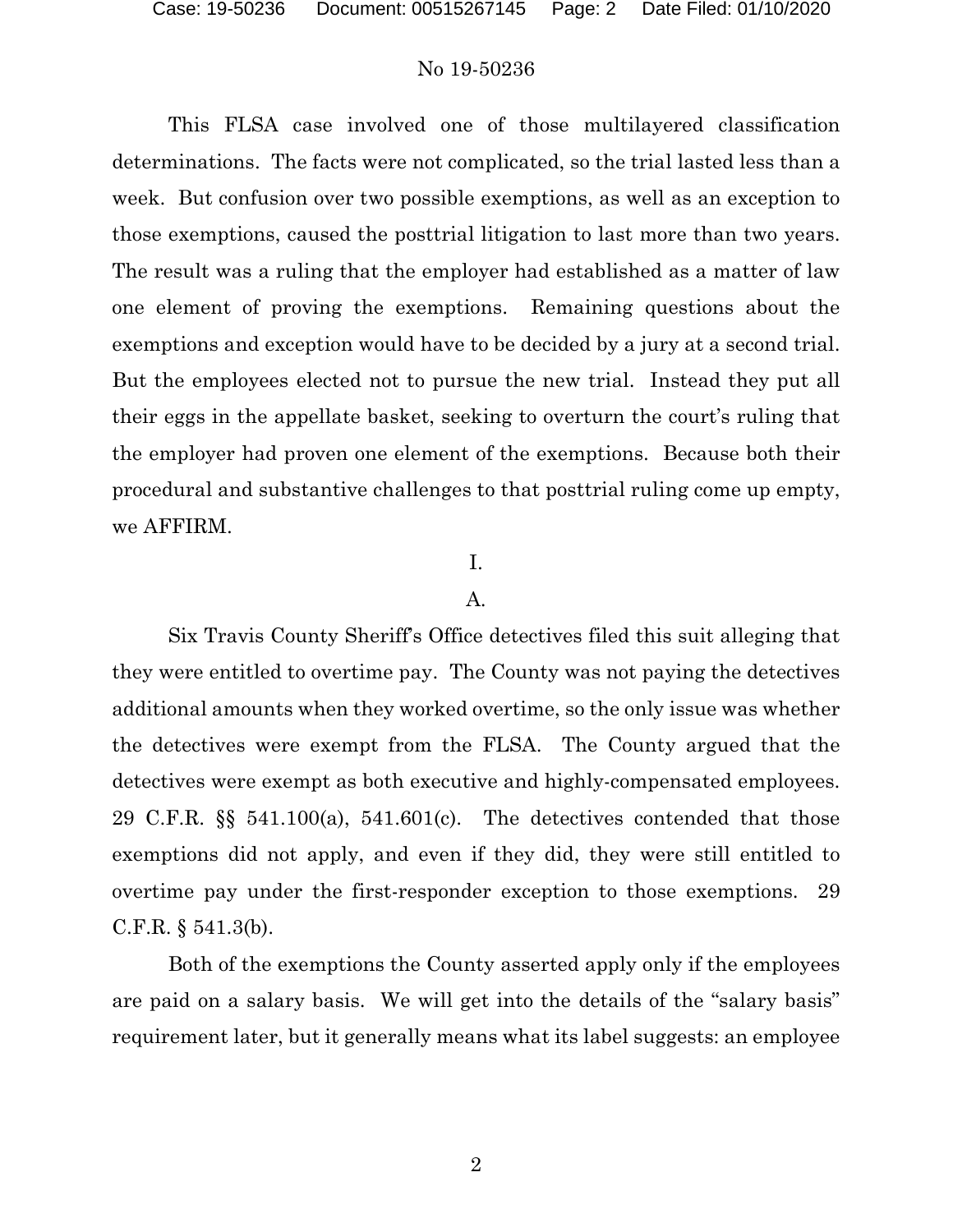This FLSA case involved one of those multilayered classification determinations. The facts were not complicated, so the trial lasted less than a week. But confusion over two possible exemptions, as well as an exception to those exemptions, caused the posttrial litigation to last more than two years. The result was a ruling that the employer had established as a matter of law one element of proving the exemptions. Remaining questions about the exemptions and exception would have to be decided by a jury at a second trial. But the employees elected not to pursue the new trial. Instead they put all their eggs in the appellate basket, seeking to overturn the court's ruling that the employer had proven one element of the exemptions. Because both their procedural and substantive challenges to that posttrial ruling come up empty, we AFFIRM.

## I.

### A.

Six Travis County Sheriff's Office detectives filed this suit alleging that they were entitled to overtime pay. The County was not paying the detectives additional amounts when they worked overtime, so the only issue was whether the detectives were exempt from the FLSA. The County argued that the detectives were exempt as both executive and highly-compensated employees. 29 C.F.R. §§ 541.100(a), 541.601(c). The detectives contended that those exemptions did not apply, and even if they did, they were still entitled to overtime pay under the first-responder exception to those exemptions. 29 C.F.R. § 541.3(b).

Both of the exemptions the County asserted apply only if the employees are paid on a salary basis. We will get into the details of the "salary basis" requirement later, but it generally means what its label suggests: an employee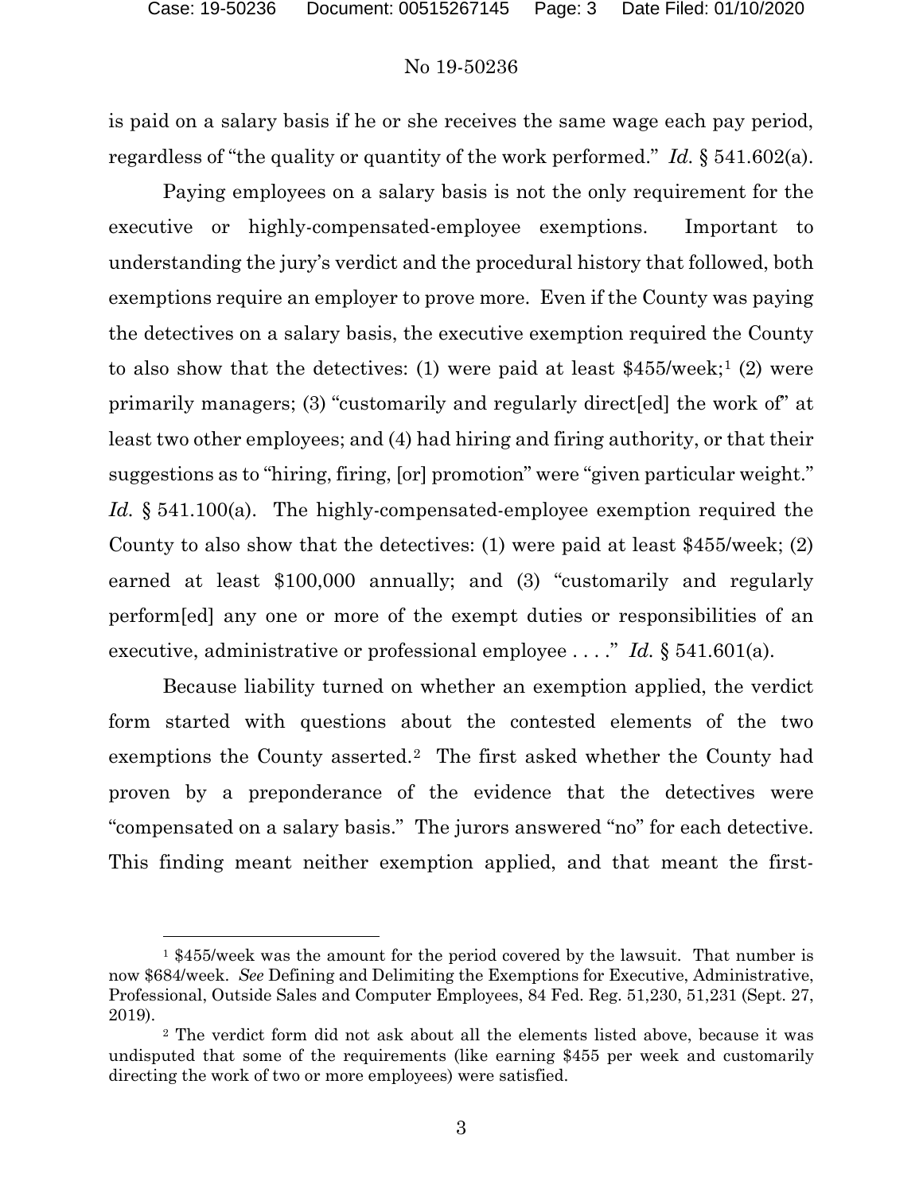is paid on a salary basis if he or she receives the same wage each pay period, regardless of "the quality or quantity of the work performed." *Id.* § 541.602(a).

Paying employees on a salary basis is not the only requirement for the executive or highly-compensated-employee exemptions. Important to understanding the jury's verdict and the procedural history that followed, both exemptions require an employer to prove more. Even if the County was paying the detectives on a salary basis, the executive exemption required the County to also show that the detectives: (1) were paid at least $455/week;[1] (2) were primarily managers; (3) "customarily and regularly direct[ed] the work of" at least two other employees; and (4) had hiring and firing authority, or that their suggestions as to "hiring, firing, [or] promotion" were "given particular weight." *Id.* § 541.100(a). The highly-compensated-employee exemption required the County to also show that the detectives: (1) were paid at least $455/week; (2) earned at least $100,000 annually; and (3) "customarily and regularly perform[ed] any one or more of the exempt duties or responsibilities of an executive, administrative or professional employee . . . ." *Id.* § 541.601(a).

Because liability turned on whether an exemption applied, the verdict form started with questions about the contested elements of the two exemptions the County asserted.[2] The first asked whether the County had proven by a preponderance of the evidence that the detectives were "compensated on a salary basis." The jurors answered "no" for each detective. This finding meant neither exemption applied, and that meant the first-

---

[1] $455/week was the amount for the period covered by the lawsuit. That number is now $684/week. *See* Defining and Delimiting the Exemptions for Executive, Administrative, Professional, Outside Sales and Computer Employees, 84 Fed. Reg. 51,230, 51,231 (Sept. 27, 2019).

[2] The verdict form did not ask about all the elements listed above, because it was undisputed that some of the requirements (like earning $455 per week and customarily directing the work of two or more employees) were satisfied.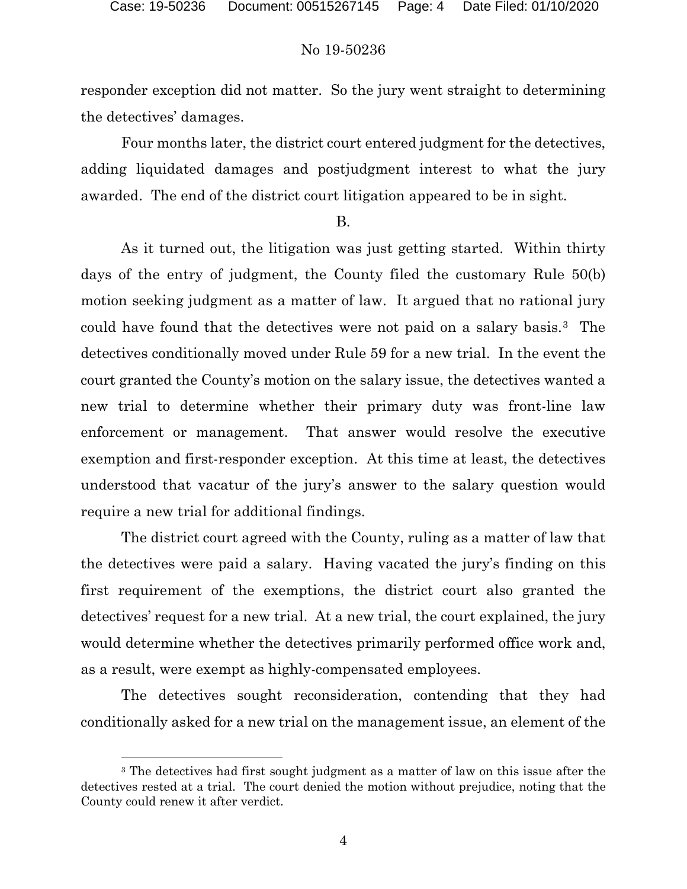responder exception did not matter. So the jury went straight to determining the detectives' damages.

Four months later, the district court entered judgment for the detectives, adding liquidated damages and postjudgment interest to what the jury awarded. The end of the district court litigation appeared to be in sight.

B.

As it turned out, the litigation was just getting started. Within thirty days of the entry of judgment, the County filed the customary Rule 50(b) motion seeking judgment as a matter of law. It argued that no rational jury could have found that the detectives were not paid on a salary basis.[3] The detectives conditionally moved under Rule 59 for a new trial. In the event the court granted the County's motion on the salary issue, the detectives wanted a new trial to determine whether their primary duty was front-line law enforcement or management. That answer would resolve the executive exemption and first-responder exception. At this time at least, the detectives understood that vacatur of the jury's answer to the salary question would require a new trial for additional findings.

The district court agreed with the County, ruling as a matter of law that the detectives were paid a salary. Having vacated the jury's finding on this first requirement of the exemptions, the district court also granted the detectives' request for a new trial. At a new trial, the court explained, the jury would determine whether the detectives primarily performed office work and, as a result, were exempt as highly-compensated employees.

The detectives sought reconsideration, contending that they had conditionally asked for a new trial on the management issue, an element of the

[3] The detectives had first sought judgment as a matter of law on this issue after the detectives rested at a trial. The court denied the motion without prejudice, noting that the County could renew it after verdict.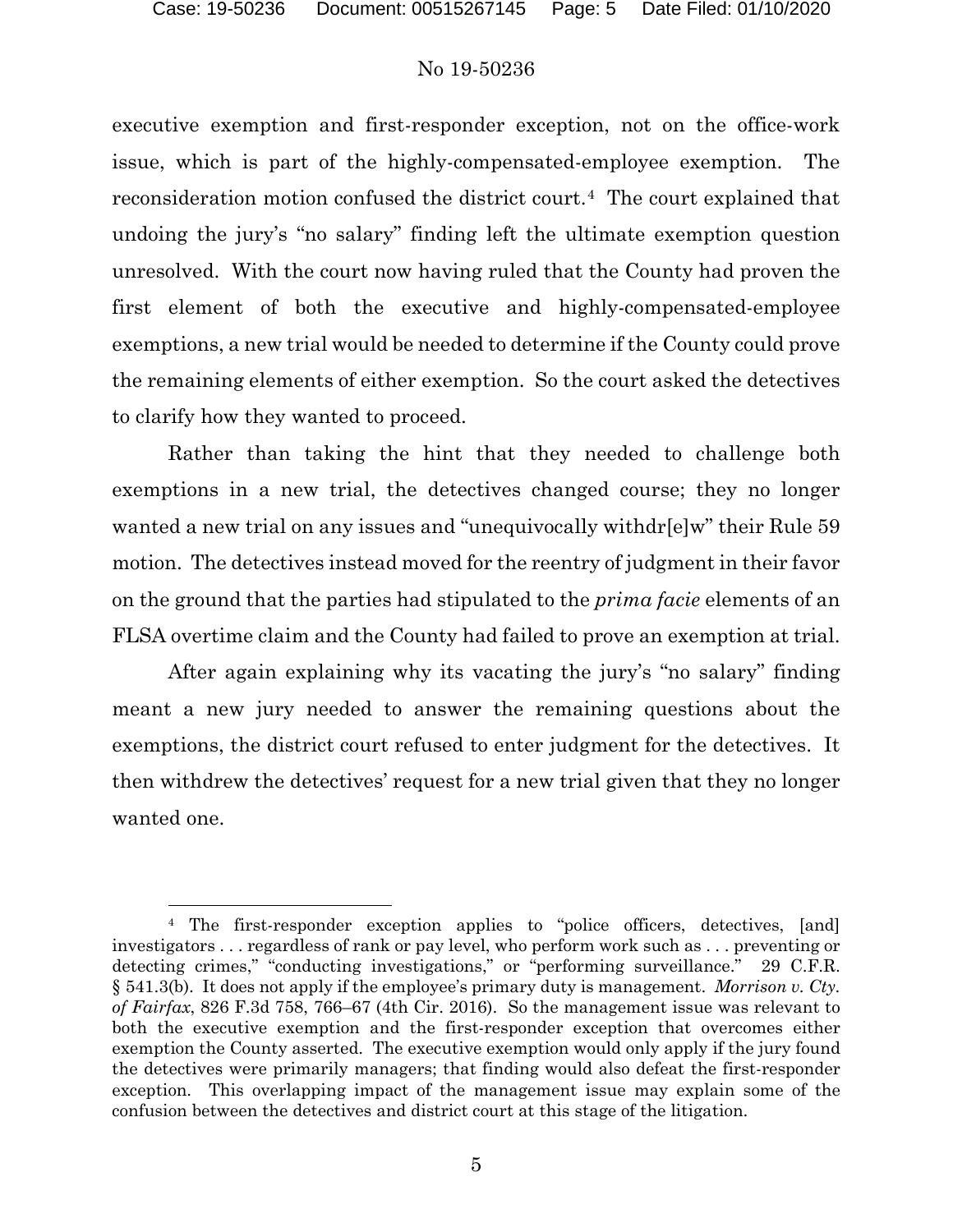executive exemption and first-responder exception, not on the office-work issue, which is part of the highly-compensated-employee exemption. The reconsideration motion confused the district court.[4] The court explained that undoing the jury's "no salary" finding left the ultimate exemption question unresolved. With the court now having ruled that the County had proven the first element of both the executive and highly-compensated-employee exemptions, a new trial would be needed to determine if the County could prove the remaining elements of either exemption. So the court asked the detectives to clarify how they wanted to proceed.

Rather than taking the hint that they needed to challenge both exemptions in a new trial, the detectives changed course; they no longer wanted a new trial on any issues and "unequivocally withdr[e]w" their Rule 59 motion. The detectives instead moved for the reentry of judgment in their favor on the ground that the parties had stipulated to the *prima facie* elements of an FLSA overtime claim and the County had failed to prove an exemption at trial.

After again explaining why its vacating the jury's "no salary" finding meant a new jury needed to answer the remaining questions about the exemptions, the district court refused to enter judgment for the detectives. It then withdrew the detectives' request for a new trial given that they no longer wanted one.

---

[4] The first-responder exception applies to "police officers, detectives, [and] investigators . . . regardless of rank or pay level, who perform work such as . . . preventing or detecting crimes," "conducting investigations," or "performing surveillance." 29 C.F.R. § 541.3(b). It does not apply if the employee's primary duty is management. *Morrison v. Cty. of Fairfax*, 826 F.3d 758, 766–67 (4th Cir. 2016). So the management issue was relevant to both the executive exemption and the first-responder exception that overcomes either exemption the County asserted. The executive exemption would only apply if the jury found the detectives were primarily managers; that finding would also defeat the first-responder exception. This overlapping impact of the management issue may explain some of the confusion between the detectives and district court at this stage of the litigation.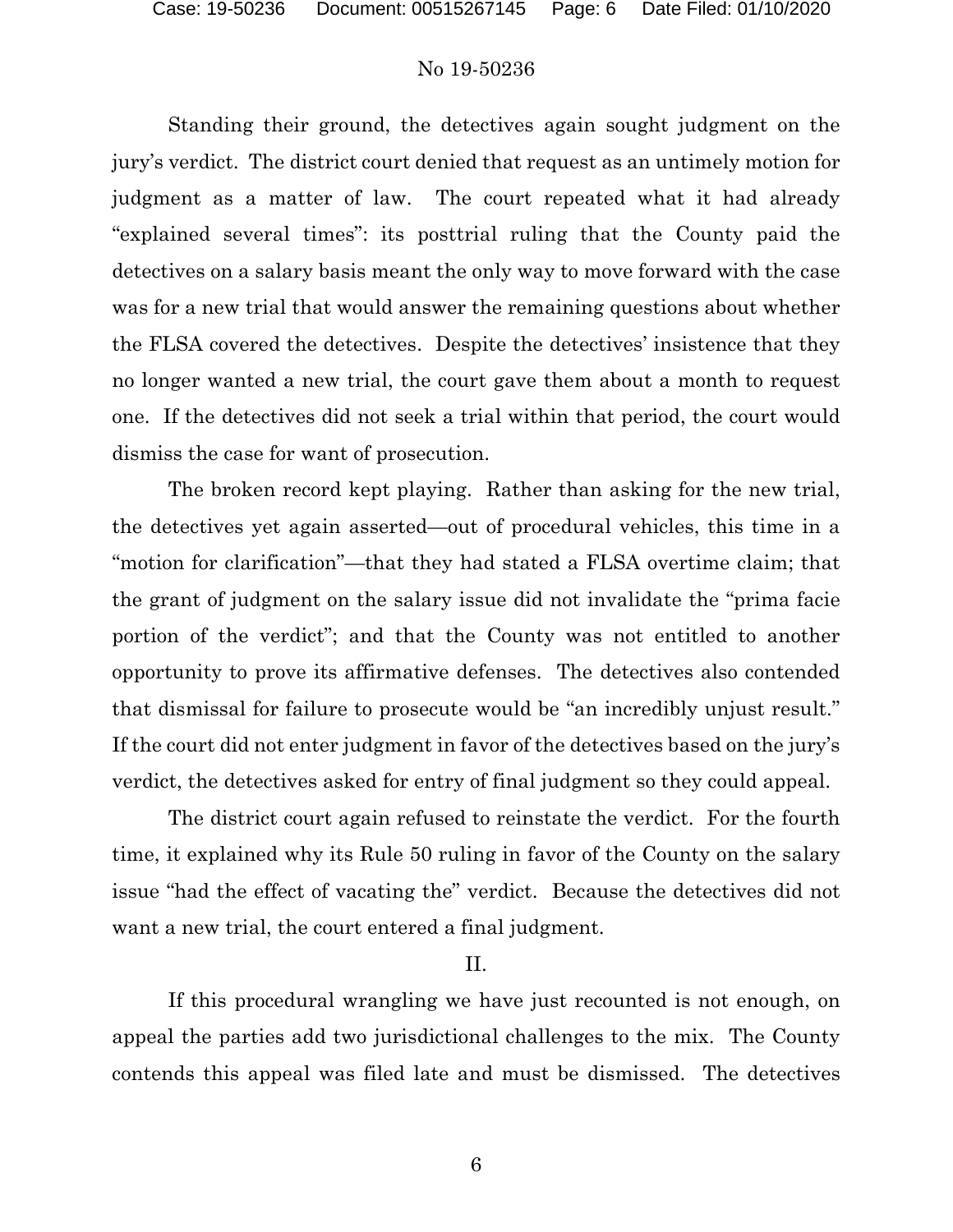Standing their ground, the detectives again sought judgment on the jury's verdict. The district court denied that request as an untimely motion for judgment as a matter of law. The court repeated what it had already "explained several times": its posttrial ruling that the County paid the detectives on a salary basis meant the only way to move forward with the case was for a new trial that would answer the remaining questions about whether the FLSA covered the detectives. Despite the detectives' insistence that they no longer wanted a new trial, the court gave them about a month to request one. If the detectives did not seek a trial within that period, the court would dismiss the case for want of prosecution.

The broken record kept playing. Rather than asking for the new trial, the detectives yet again asserted—out of procedural vehicles, this time in a "motion for clarification"—that they had stated a FLSA overtime claim; that the grant of judgment on the salary issue did not invalidate the "prima facie portion of the verdict"; and that the County was not entitled to another opportunity to prove its affirmative defenses. The detectives also contended that dismissal for failure to prosecute would be "an incredibly unjust result." If the court did not enter judgment in favor of the detectives based on the jury's verdict, the detectives asked for entry of final judgment so they could appeal.

The district court again refused to reinstate the verdict. For the fourth time, it explained why its Rule 50 ruling in favor of the County on the salary issue "had the effect of vacating the" verdict. Because the detectives did not want a new trial, the court entered a final judgment.

## II.

If this procedural wrangling we have just recounted is not enough, on appeal the parties add two jurisdictional challenges to the mix. The County contends this appeal was filed late and must be dismissed. The detectives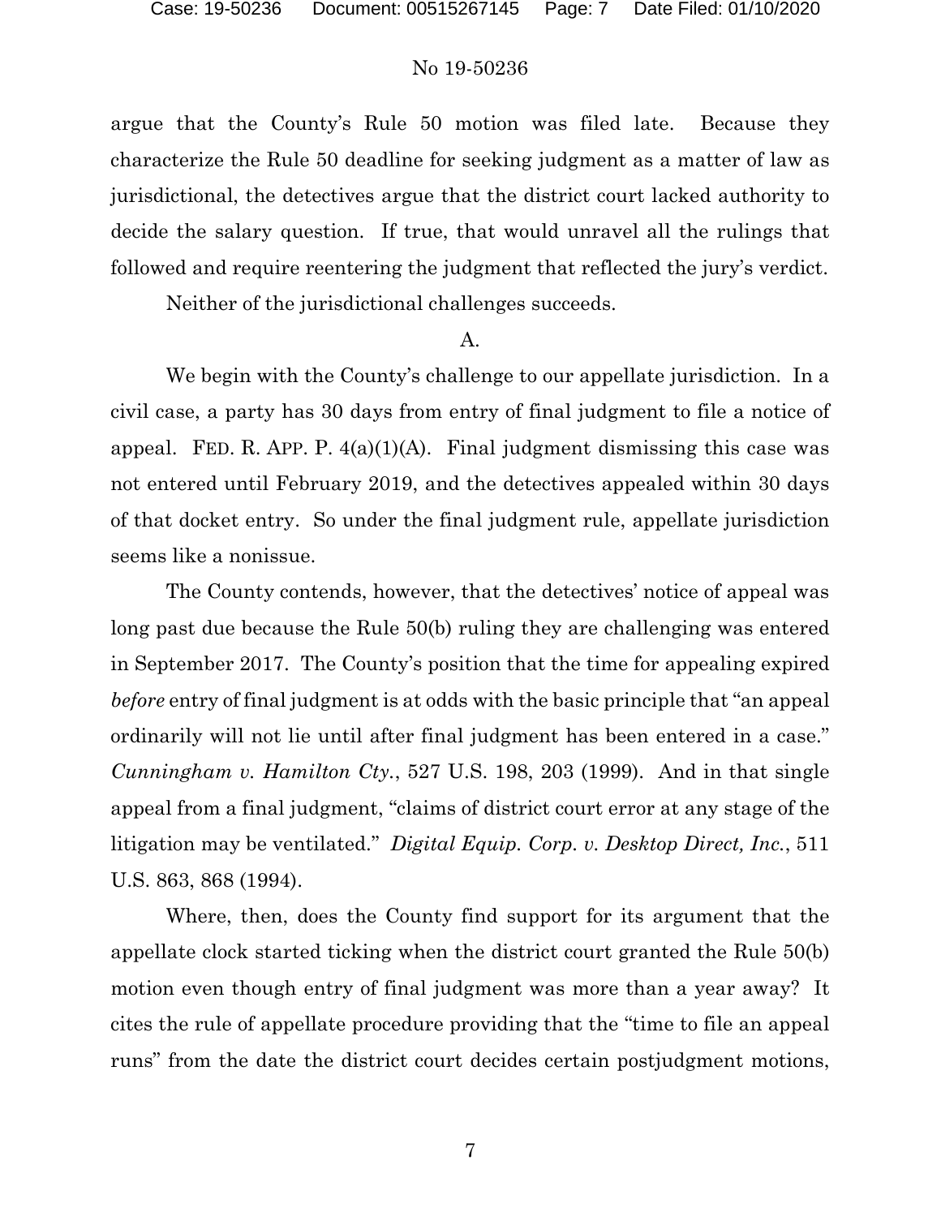argue that the County's Rule 50 motion was filed late. Because they characterize the Rule 50 deadline for seeking judgment as a matter of law as jurisdictional, the detectives argue that the district court lacked authority to decide the salary question. If true, that would unravel all the rulings that followed and require reentering the judgment that reflected the jury's verdict.

Neither of the jurisdictional challenges succeeds.

A.

We begin with the County's challenge to our appellate jurisdiction. In a civil case, a party has 30 days from entry of final judgment to file a notice of appeal. FED. R. APP. P. 4(a)(1)(A). Final judgment dismissing this case was not entered until February 2019, and the detectives appealed within 30 days of that docket entry. So under the final judgment rule, appellate jurisdiction seems like a nonissue.

The County contends, however, that the detectives' notice of appeal was long past due because the Rule 50(b) ruling they are challenging was entered in September 2017. The County's position that the time for appealing expired *before* entry of final judgment is at odds with the basic principle that "an appeal ordinarily will not lie until after final judgment has been entered in a case." *Cunningham v. Hamilton Cty.*, 527 U.S. 198, 203 (1999). And in that single appeal from a final judgment, "claims of district court error at any stage of the litigation may be ventilated." *Digital Equip. Corp. v. Desktop Direct, Inc.*, 511 U.S. 863, 868 (1994).

Where, then, does the County find support for its argument that the appellate clock started ticking when the district court granted the Rule 50(b) motion even though entry of final judgment was more than a year away? It cites the rule of appellate procedure providing that the "time to file an appeal runs" from the date the district court decides certain postjudgment motions,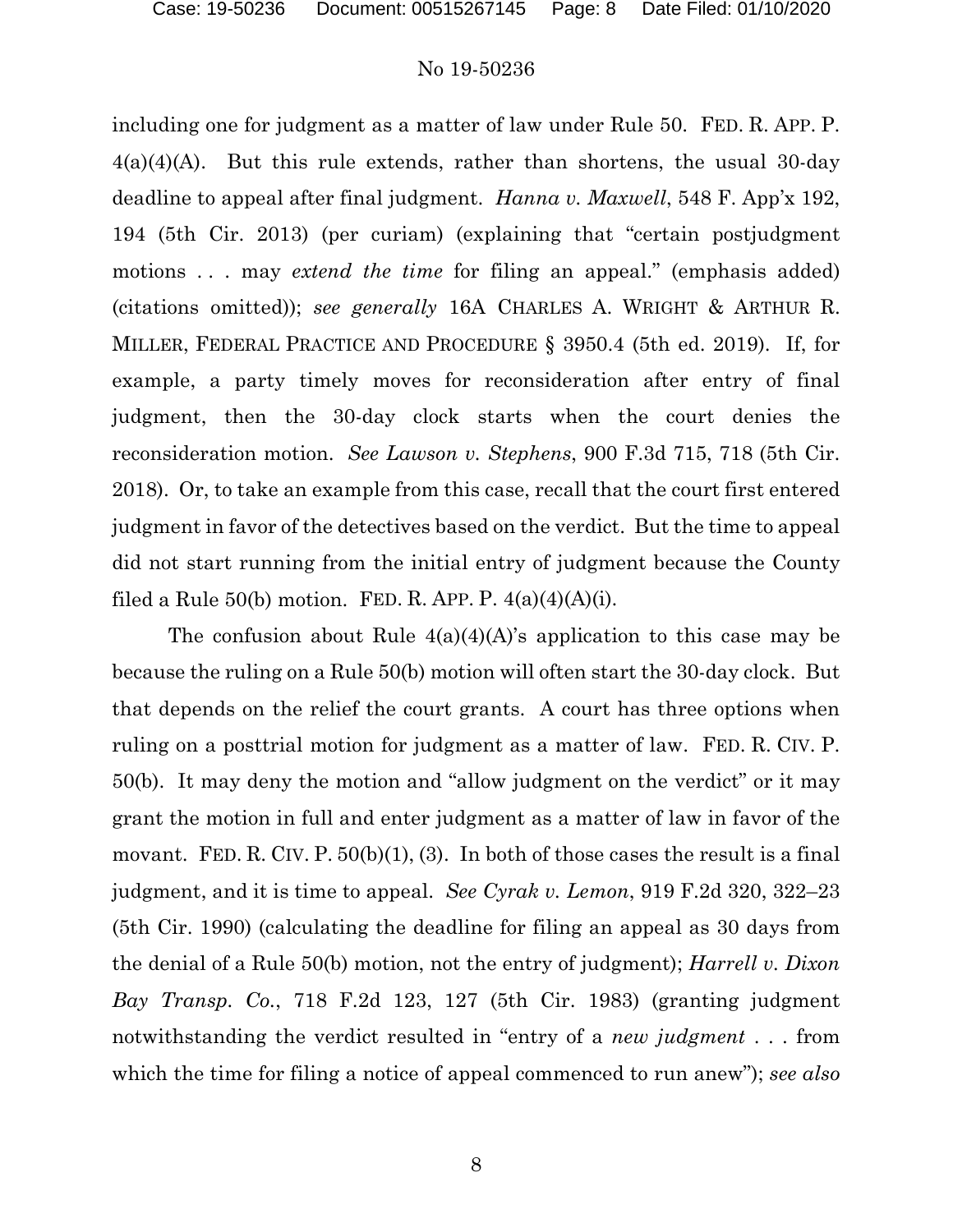including one for judgment as a matter of law under Rule 50. FED. R. APP. P. 4(a)(4)(A). But this rule extends, rather than shortens, the usual 30-day deadline to appeal after final judgment. *Hanna v. Maxwell*, 548 F. App'x 192, 194 (5th Cir. 2013) (per curiam) (explaining that "certain postjudgment motions . . . may *extend the time* for filing an appeal." (emphasis added) (citations omitted)); *see generally* 16A CHARLES A. WRIGHT & ARTHUR R. MILLER, FEDERAL PRACTICE AND PROCEDURE § 3950.4 (5th ed. 2019). If, for example, a party timely moves for reconsideration after entry of final judgment, then the 30-day clock starts when the court denies the reconsideration motion. *See Lawson v. Stephens*, 900 F.3d 715, 718 (5th Cir. 2018). Or, to take an example from this case, recall that the court first entered judgment in favor of the detectives based on the verdict. But the time to appeal did not start running from the initial entry of judgment because the County filed a Rule 50(b) motion. FED. R. APP. P. 4(a)(4)(A)(i).

The confusion about Rule 4(a)(4)(A)'s application to this case may be because the ruling on a Rule 50(b) motion will often start the 30-day clock. But that depends on the relief the court grants. A court has three options when ruling on a posttrial motion for judgment as a matter of law. FED. R. CIV. P. 50(b). It may deny the motion and "allow judgment on the verdict" or it may grant the motion in full and enter judgment as a matter of law in favor of the movant. FED. R. CIV. P. 50(b)(1), (3). In both of those cases the result is a final judgment, and it is time to appeal. *See Cyrak v. Lemon*, 919 F.2d 320, 322–23 (5th Cir. 1990) (calculating the deadline for filing an appeal as 30 days from the denial of a Rule 50(b) motion, not the entry of judgment); *Harrell v. Dixon Bay Transp. Co.*, 718 F.2d 123, 127 (5th Cir. 1983) (granting judgment notwithstanding the verdict resulted in "entry of a *new judgment* . . . from which the time for filing a notice of appeal commenced to run anew"); *see also*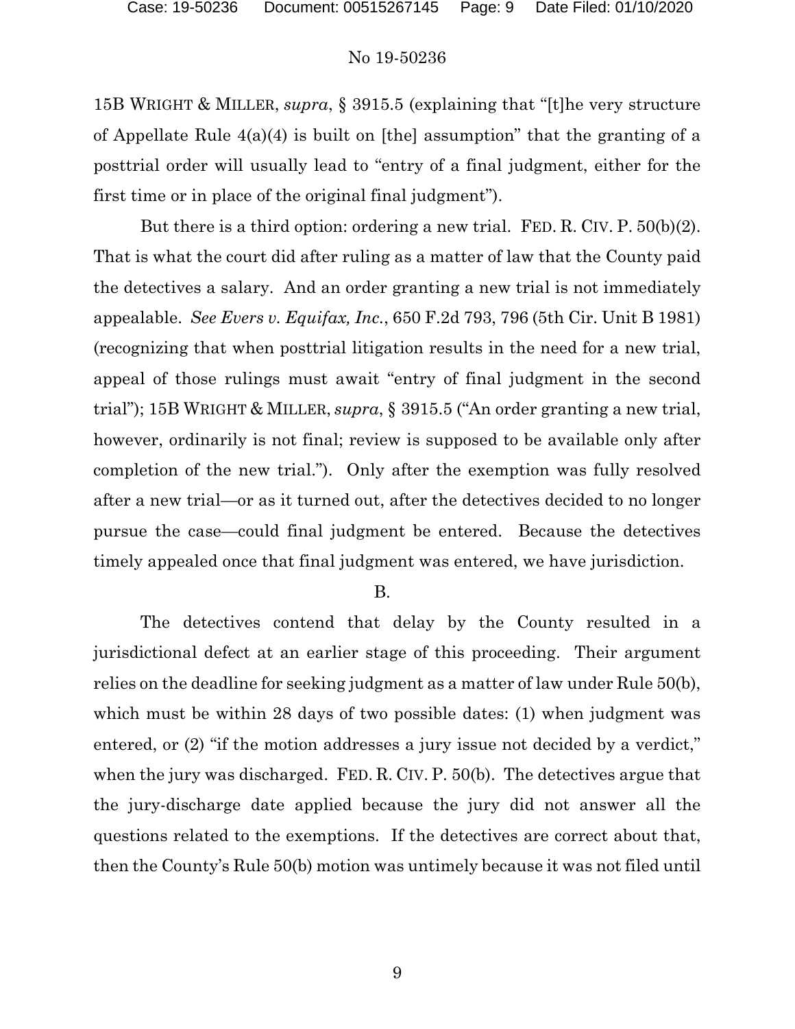15B WRIGHT & MILLER, *supra*, § 3915.5 (explaining that "[t]he very structure of Appellate Rule 4(a)(4) is built on [the] assumption" that the granting of a posttrial order will usually lead to "entry of a final judgment, either for the first time or in place of the original final judgment").

But there is a third option: ordering a new trial. FED. R. CIV. P. 50(b)(2). That is what the court did after ruling as a matter of law that the County paid the detectives a salary. And an order granting a new trial is not immediately appealable. *See Evers v. Equifax, Inc.*, 650 F.2d 793, 796 (5th Cir. Unit B 1981) (recognizing that when posttrial litigation results in the need for a new trial, appeal of those rulings must await "entry of final judgment in the second trial"); 15B WRIGHT & MILLER, *supra*, § 3915.5 ("An order granting a new trial, however, ordinarily is not final; review is supposed to be available only after completion of the new trial."). Only after the exemption was fully resolved after a new trial—or as it turned out, after the detectives decided to no longer pursue the case—could final judgment be entered. Because the detectives timely appealed once that final judgment was entered, we have jurisdiction.

### B.

The detectives contend that delay by the County resulted in a jurisdictional defect at an earlier stage of this proceeding. Their argument relies on the deadline for seeking judgment as a matter of law under Rule 50(b), which must be within 28 days of two possible dates: (1) when judgment was entered, or (2) "if the motion addresses a jury issue not decided by a verdict," when the jury was discharged. FED. R. CIV. P. 50(b). The detectives argue that the jury-discharge date applied because the jury did not answer all the questions related to the exemptions. If the detectives are correct about that, then the County's Rule 50(b) motion was untimely because it was not filed until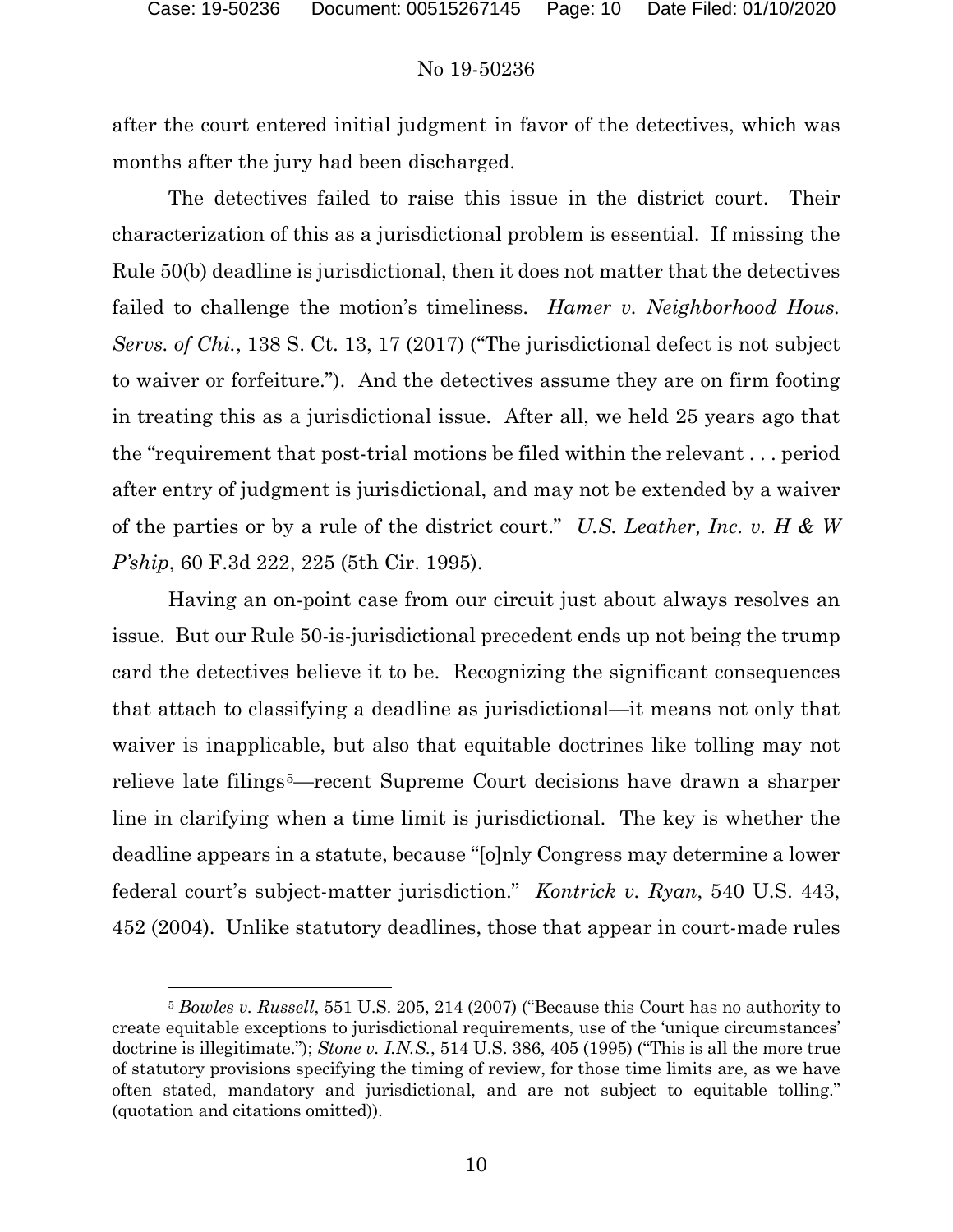after the court entered initial judgment in favor of the detectives, which was months after the jury had been discharged.

The detectives failed to raise this issue in the district court. Their characterization of this as a jurisdictional problem is essential. If missing the Rule 50(b) deadline is jurisdictional, then it does not matter that the detectives failed to challenge the motion's timeliness. *Hamer v. Neighborhood Hous. Servs. of Chi.*, 138 S. Ct. 13, 17 (2017) ("The jurisdictional defect is not subject to waiver or forfeiture."). And the detectives assume they are on firm footing in treating this as a jurisdictional issue. After all, we held 25 years ago that the "requirement that post-trial motions be filed within the relevant . . . period after entry of judgment is jurisdictional, and may not be extended by a waiver of the parties or by a rule of the district court." *U.S. Leather, Inc. v. H & W P'ship*, 60 F.3d 222, 225 (5th Cir. 1995).

Having an on-point case from our circuit just about always resolves an issue. But our Rule 50-is-jurisdictional precedent ends up not being the trump card the detectives believe it to be. Recognizing the significant consequences that attach to classifying a deadline as jurisdictional—it means not only that waiver is inapplicable, but also that equitable doctrines like tolling may not relieve late filings[5]—recent Supreme Court decisions have drawn a sharper line in clarifying when a time limit is jurisdictional. The key is whether the deadline appears in a statute, because "[o]nly Congress may determine a lower federal court's subject-matter jurisdiction." *Kontrick v. Ryan*, 540 U.S. 443, 452 (2004). Unlike statutory deadlines, those that appear in court-made rules

[5] *Bowles v. Russell*, 551 U.S. 205, 214 (2007) ("Because this Court has no authority to create equitable exceptions to jurisdictional requirements, use of the 'unique circumstances' doctrine is illegitimate."); *Stone v. I.N.S.*, 514 U.S. 386, 405 (1995) ("This is all the more true of statutory provisions specifying the timing of review, for those time limits are, as we have often stated, mandatory and jurisdictional, and are not subject to equitable tolling." (quotation and citations omitted)).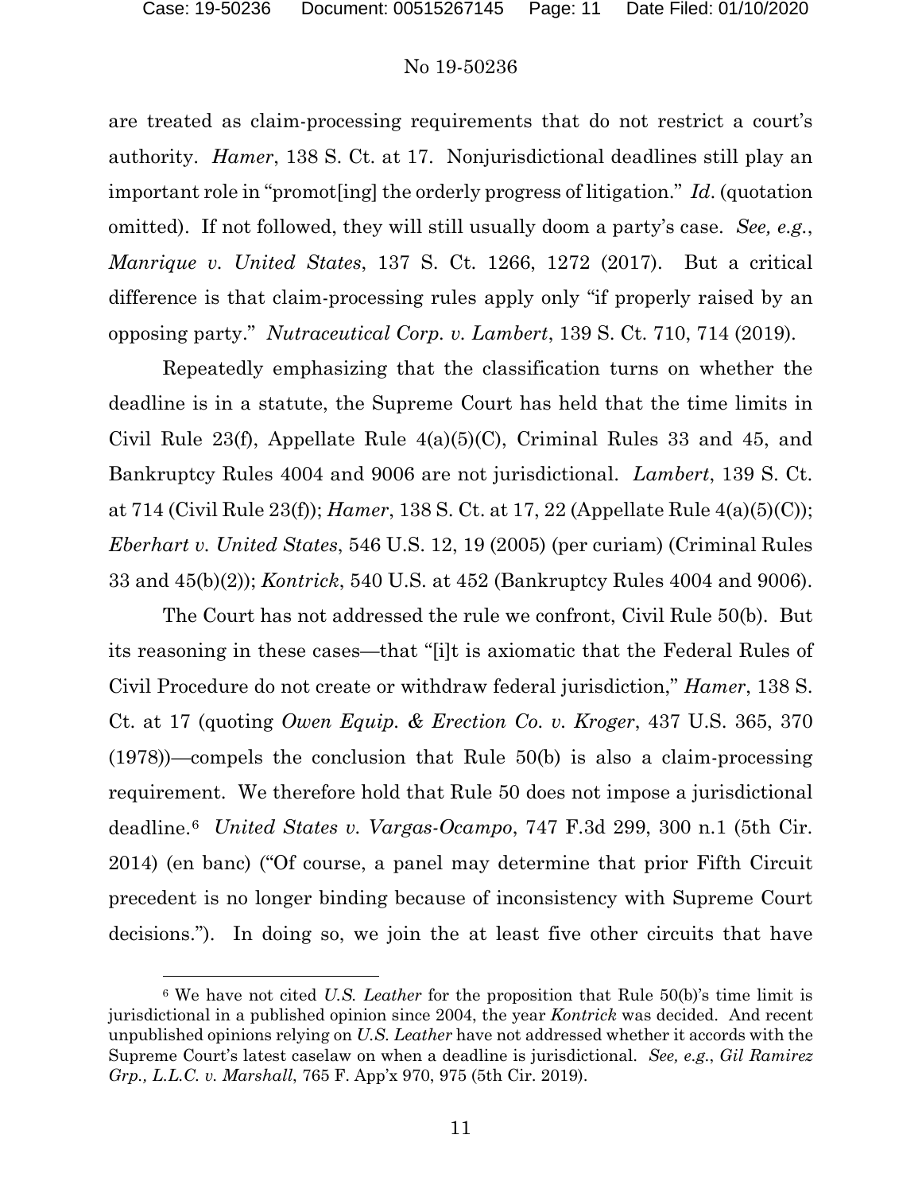are treated as claim-processing requirements that do not restrict a court's authority. *Hamer*, 138 S. Ct. at 17. Nonjurisdictional deadlines still play an important role in "promot[ing] the orderly progress of litigation." *Id*. (quotation omitted). If not followed, they will still usually doom a party's case. *See, e.g.*, *Manrique v. United States*, 137 S. Ct. 1266, 1272 (2017). But a critical difference is that claim-processing rules apply only "if properly raised by an opposing party." *Nutraceutical Corp. v. Lambert*, 139 S. Ct. 710, 714 (2019).

Repeatedly emphasizing that the classification turns on whether the deadline is in a statute, the Supreme Court has held that the time limits in Civil Rule 23(f), Appellate Rule 4(a)(5)(C), Criminal Rules 33 and 45, and Bankruptcy Rules 4004 and 9006 are not jurisdictional. *Lambert*, 139 S. Ct. at 714 (Civil Rule 23(f)); *Hamer*, 138 S. Ct. at 17, 22 (Appellate Rule 4(a)(5)(C)); *Eberhart v. United States*, 546 U.S. 12, 19 (2005) (per curiam) (Criminal Rules 33 and 45(b)(2)); *Kontrick*, 540 U.S. at 452 (Bankruptcy Rules 4004 and 9006).

The Court has not addressed the rule we confront, Civil Rule 50(b). But its reasoning in these cases—that "[i]t is axiomatic that the Federal Rules of Civil Procedure do not create or withdraw federal jurisdiction," *Hamer*, 138 S. Ct. at 17 (quoting *Owen Equip. & Erection Co. v. Kroger*, 437 U.S. 365, 370 (1978))—compels the conclusion that Rule 50(b) is also a claim-processing requirement. We therefore hold that Rule 50 does not impose a jurisdictional deadline.[6] *United States v. Vargas-Ocampo*, 747 F.3d 299, 300 n.1 (5th Cir. 2014) (en banc) ("Of course, a panel may determine that prior Fifth Circuit precedent is no longer binding because of inconsistency with Supreme Court decisions."). In doing so, we join the at least five other circuits that have

[6] We have not cited *U.S. Leather* for the proposition that Rule 50(b)'s time limit is jurisdictional in a published opinion since 2004, the year *Kontrick* was decided. And recent unpublished opinions relying on *U.S. Leather* have not addressed whether it accords with the Supreme Court's latest caselaw on when a deadline is jurisdictional. *See, e.g.*, *Gil Ramirez Grp., L.L.C. v. Marshall*, 765 F. App'x 970, 975 (5th Cir. 2019).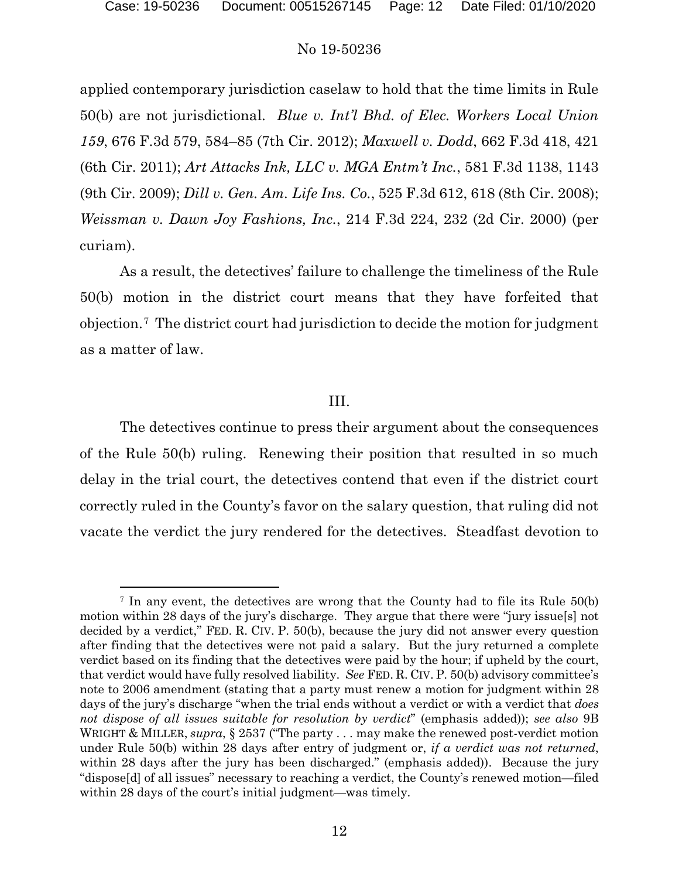applied contemporary jurisdiction caselaw to hold that the time limits in Rule 50(b) are not jurisdictional. *Blue v. Int'l Bhd. of Elec. Workers Local Union 159*, 676 F.3d 579, 584–85 (7th Cir. 2012); *Maxwell v. Dodd*, 662 F.3d 418, 421 (6th Cir. 2011); *Art Attacks Ink, LLC v. MGA Entm't Inc.*, 581 F.3d 1138, 1143 (9th Cir. 2009); *Dill v. Gen. Am. Life Ins. Co.*, 525 F.3d 612, 618 (8th Cir. 2008); *Weissman v. Dawn Joy Fashions, Inc.*, 214 F.3d 224, 232 (2d Cir. 2000) (per curiam).

As a result, the detectives' failure to challenge the timeliness of the Rule 50(b) motion in the district court means that they have forfeited that objection.[7] The district court had jurisdiction to decide the motion for judgment as a matter of law.

## III.

The detectives continue to press their argument about the consequences of the Rule 50(b) ruling. Renewing their position that resulted in so much delay in the trial court, the detectives contend that even if the district court correctly ruled in the County's favor on the salary question, that ruling did not vacate the verdict the jury rendered for the detectives. Steadfast devotion to

---

[7] In any event, the detectives are wrong that the County had to file its Rule 50(b) motion within 28 days of the jury's discharge. They argue that there were "jury issue[s] not decided by a verdict," FED. R. CIV. P. 50(b), because the jury did not answer every question after finding that the detectives were not paid a salary. But the jury returned a complete verdict based on its finding that the detectives were paid by the hour; if upheld by the court, that verdict would have fully resolved liability. *See* FED. R. CIV. P. 50(b) advisory committee's note to 2006 amendment (stating that a party must renew a motion for judgment within 28 days of the jury's discharge "when the trial ends without a verdict or with a verdict that *does not dispose of all issues suitable for resolution by verdict*" (emphasis added)); *see also* 9B WRIGHT & MILLER, *supra*, § 2537 ("The party . . . may make the renewed post-verdict motion under Rule 50(b) within 28 days after entry of judgment or, *if a verdict was not returned*, within 28 days after the jury has been discharged." (emphasis added)). Because the jury "dispose[d] of all issues" necessary to reaching a verdict, the County's renewed motion—filed within 28 days of the court's initial judgment—was timely.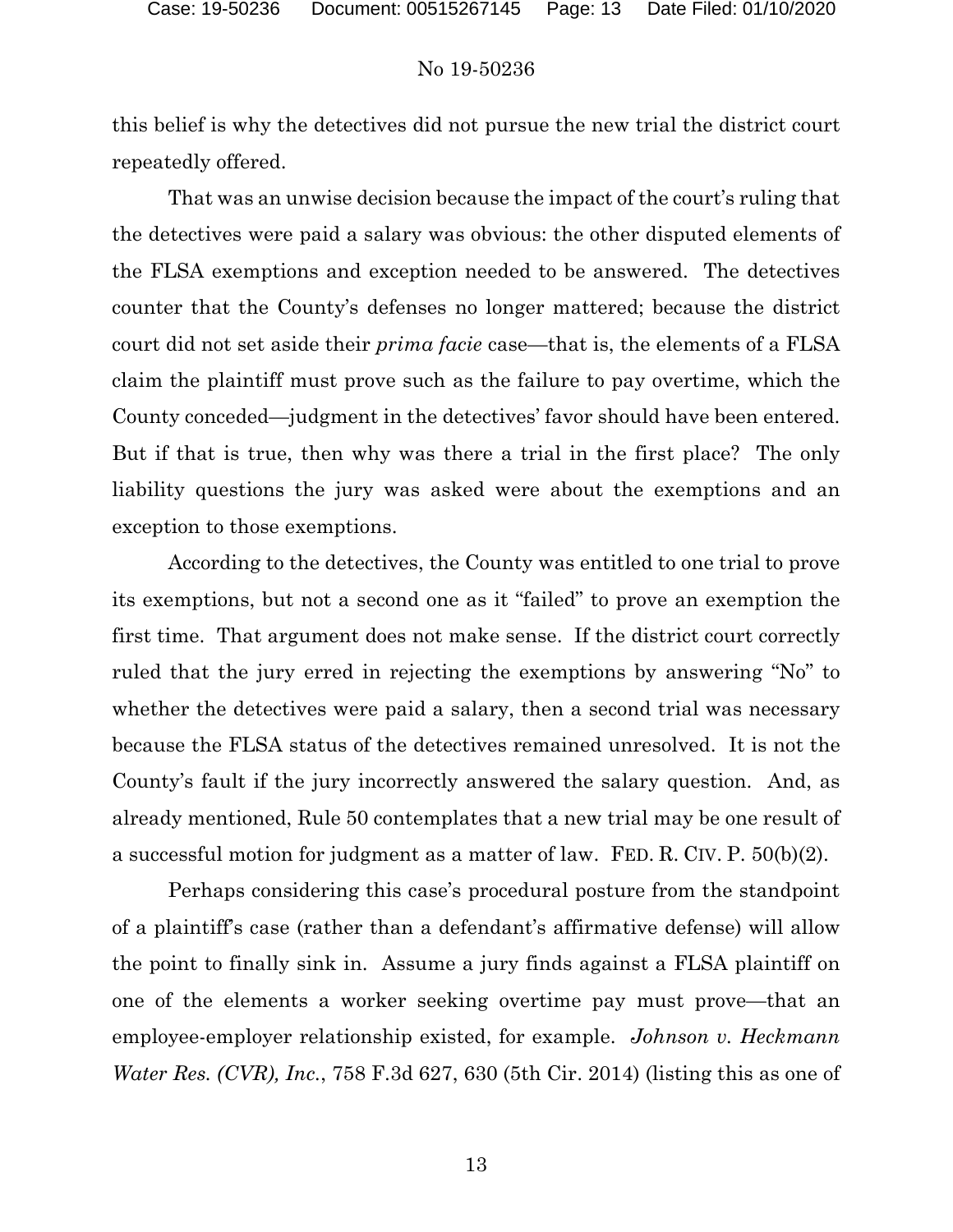this belief is why the detectives did not pursue the new trial the district court repeatedly offered.

That was an unwise decision because the impact of the court's ruling that the detectives were paid a salary was obvious: the other disputed elements of the FLSA exemptions and exception needed to be answered. The detectives counter that the County's defenses no longer mattered; because the district court did not set aside their *prima facie* case—that is, the elements of a FLSA claim the plaintiff must prove such as the failure to pay overtime, which the County conceded—judgment in the detectives' favor should have been entered. But if that is true, then why was there a trial in the first place? The only liability questions the jury was asked were about the exemptions and an exception to those exemptions.

According to the detectives, the County was entitled to one trial to prove its exemptions, but not a second one as it "failed" to prove an exemption the first time. That argument does not make sense. If the district court correctly ruled that the jury erred in rejecting the exemptions by answering "No" to whether the detectives were paid a salary, then a second trial was necessary because the FLSA status of the detectives remained unresolved. It is not the County's fault if the jury incorrectly answered the salary question. And, as already mentioned, Rule 50 contemplates that a new trial may be one result of a successful motion for judgment as a matter of law. FED. R. CIV. P. 50(b)(2).

Perhaps considering this case's procedural posture from the standpoint of a plaintiff's case (rather than a defendant's affirmative defense) will allow the point to finally sink in. Assume a jury finds against a FLSA plaintiff on one of the elements a worker seeking overtime pay must prove—that an employee-employer relationship existed, for example. *Johnson v. Heckmann Water Res. (CVR), Inc.*, 758 F.3d 627, 630 (5th Cir. 2014) (listing this as one of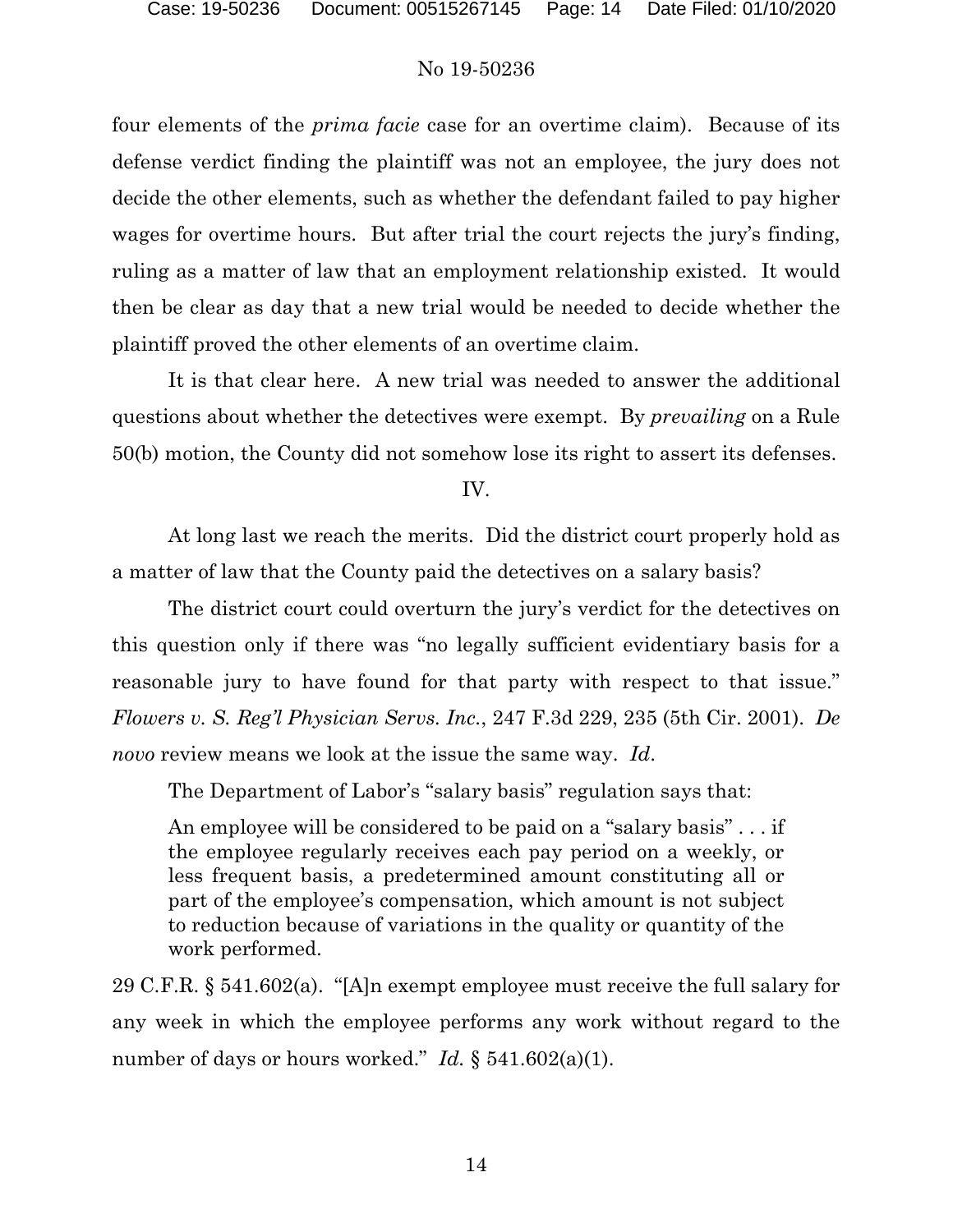four elements of the *prima facie* case for an overtime claim). Because of its defense verdict finding the plaintiff was not an employee, the jury does not decide the other elements, such as whether the defendant failed to pay higher wages for overtime hours. But after trial the court rejects the jury's finding, ruling as a matter of law that an employment relationship existed. It would then be clear as day that a new trial would be needed to decide whether the plaintiff proved the other elements of an overtime claim.

It is that clear here. A new trial was needed to answer the additional questions about whether the detectives were exempt. By *prevailing* on a Rule 50(b) motion, the County did not somehow lose its right to assert its defenses.

## IV.

At long last we reach the merits. Did the district court properly hold as a matter of law that the County paid the detectives on a salary basis?

The district court could overturn the jury's verdict for the detectives on this question only if there was "no legally sufficient evidentiary basis for a reasonable jury to have found for that party with respect to that issue." *Flowers v. S. Reg'l Physician Servs. Inc.*, 247 F.3d 229, 235 (5th Cir. 2001). *De novo* review means we look at the issue the same way. *Id*.

The Department of Labor's "salary basis" regulation says that:

> An employee will be considered to be paid on a "salary basis" . . . if the employee regularly receives each pay period on a weekly, or less frequent basis, a predetermined amount constituting all or part of the employee's compensation, which amount is not subject to reduction because of variations in the quality or quantity of the work performed.

29 C.F.R. § 541.602(a). "[A]n exempt employee must receive the full salary for any week in which the employee performs any work without regard to the number of days or hours worked." *Id.* § 541.602(a)(1).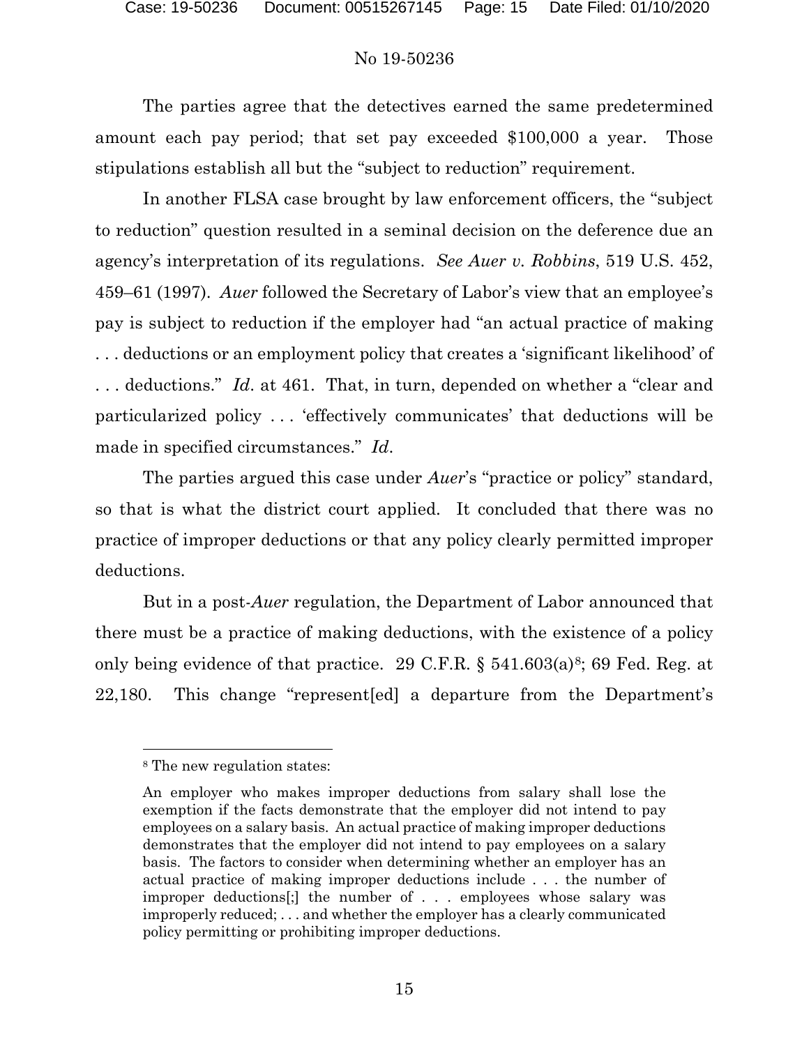The parties agree that the detectives earned the same predetermined amount each pay period; that set pay exceeded $100,000 a year. Those stipulations establish all but the "subject to reduction" requirement.

In another FLSA case brought by law enforcement officers, the "subject to reduction" question resulted in a seminal decision on the deference due an agency's interpretation of its regulations. *See Auer v. Robbins*, 519 U.S. 452, 459–61 (1997). *Auer* followed the Secretary of Labor's view that an employee's pay is subject to reduction if the employer had "an actual practice of making . . . deductions or an employment policy that creates a 'significant likelihood' of . . . deductions." *Id*. at 461. That, in turn, depended on whether a "clear and particularized policy . . . 'effectively communicates' that deductions will be made in specified circumstances." *Id*.

The parties argued this case under *Auer*'s "practice or policy" standard, so that is what the district court applied. It concluded that there was no practice of improper deductions or that any policy clearly permitted improper deductions.

But in a post-*Auer* regulation, the Department of Labor announced that there must be a practice of making deductions, with the existence of a policy only being evidence of that practice. 29 C.F.R. § 541.603(a)[8]; 69 Fed. Reg. at 22,180. This change "represent[ed] a departure from the Department's

---

[8] The new regulation states:

An employer who makes improper deductions from salary shall lose the exemption if the facts demonstrate that the employer did not intend to pay employees on a salary basis. An actual practice of making improper deductions demonstrates that the employer did not intend to pay employees on a salary basis. The factors to consider when determining whether an employer has an actual practice of making improper deductions include . . . the number of improper deductions[;] the number of . . . employees whose salary was improperly reduced; . . . and whether the employer has a clearly communicated policy permitting or prohibiting improper deductions.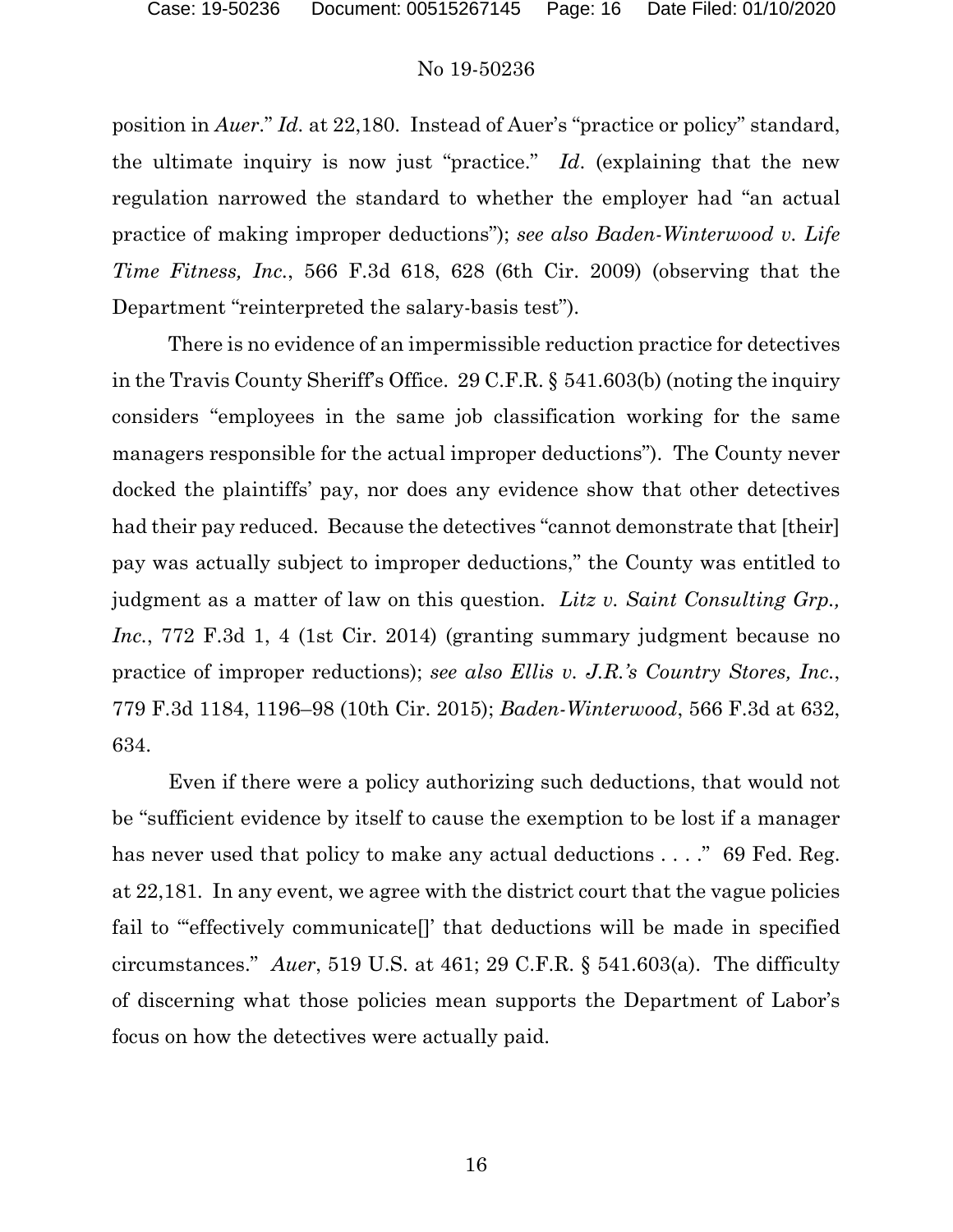position in *Auer*." *Id.* at 22,180. Instead of Auer's "practice or policy" standard, the ultimate inquiry is now just "practice." *Id.* (explaining that the new regulation narrowed the standard to whether the employer had "an actual practice of making improper deductions"); *see also Baden-Winterwood v. Life Time Fitness, Inc.*, 566 F.3d 618, 628 (6th Cir. 2009) (observing that the Department "reinterpreted the salary-basis test").

There is no evidence of an impermissible reduction practice for detectives in the Travis County Sheriff's Office. 29 C.F.R. § 541.603(b) (noting the inquiry considers "employees in the same job classification working for the same managers responsible for the actual improper deductions"). The County never docked the plaintiffs' pay, nor does any evidence show that other detectives had their pay reduced. Because the detectives "cannot demonstrate that [their] pay was actually subject to improper deductions," the County was entitled to judgment as a matter of law on this question. *Litz v. Saint Consulting Grp., Inc.*, 772 F.3d 1, 4 (1st Cir. 2014) (granting summary judgment because no practice of improper reductions); *see also Ellis v. J.R.'s Country Stores, Inc.*, 779 F.3d 1184, 1196–98 (10th Cir. 2015); *Baden-Winterwood*, 566 F.3d at 632, 634.

Even if there were a policy authorizing such deductions, that would not be "sufficient evidence by itself to cause the exemption to be lost if a manager has never used that policy to make any actual deductions . . . ." 69 Fed. Reg. at 22,181. In any event, we agree with the district court that the vague policies fail to "'effectively communicate[]' that deductions will be made in specified circumstances." *Auer*, 519 U.S. at 461; 29 C.F.R. § 541.603(a). The difficulty of discerning what those policies mean supports the Department of Labor's focus on how the detectives were actually paid.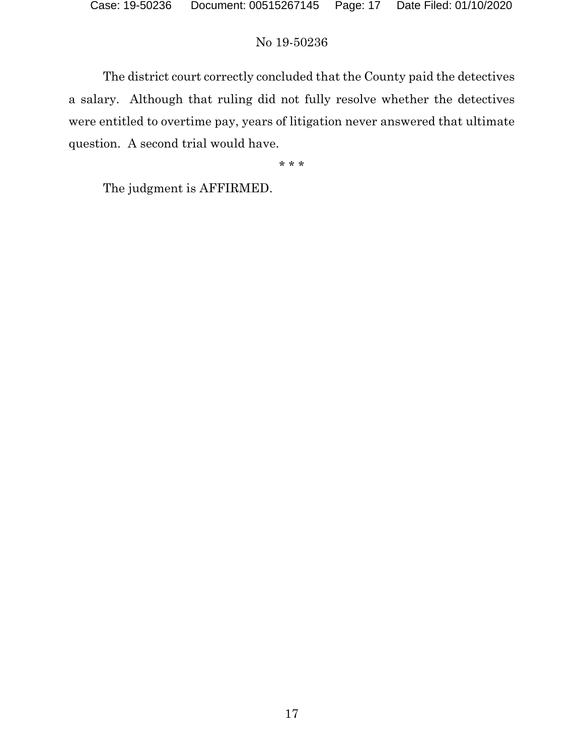The district court correctly concluded that the County paid the detectives a salary. Although that ruling did not fully resolve whether the detectives were entitled to overtime pay, years of litigation never answered that ultimate question. A second trial would have.

\* \* \*

The judgment is AFFIRMED.